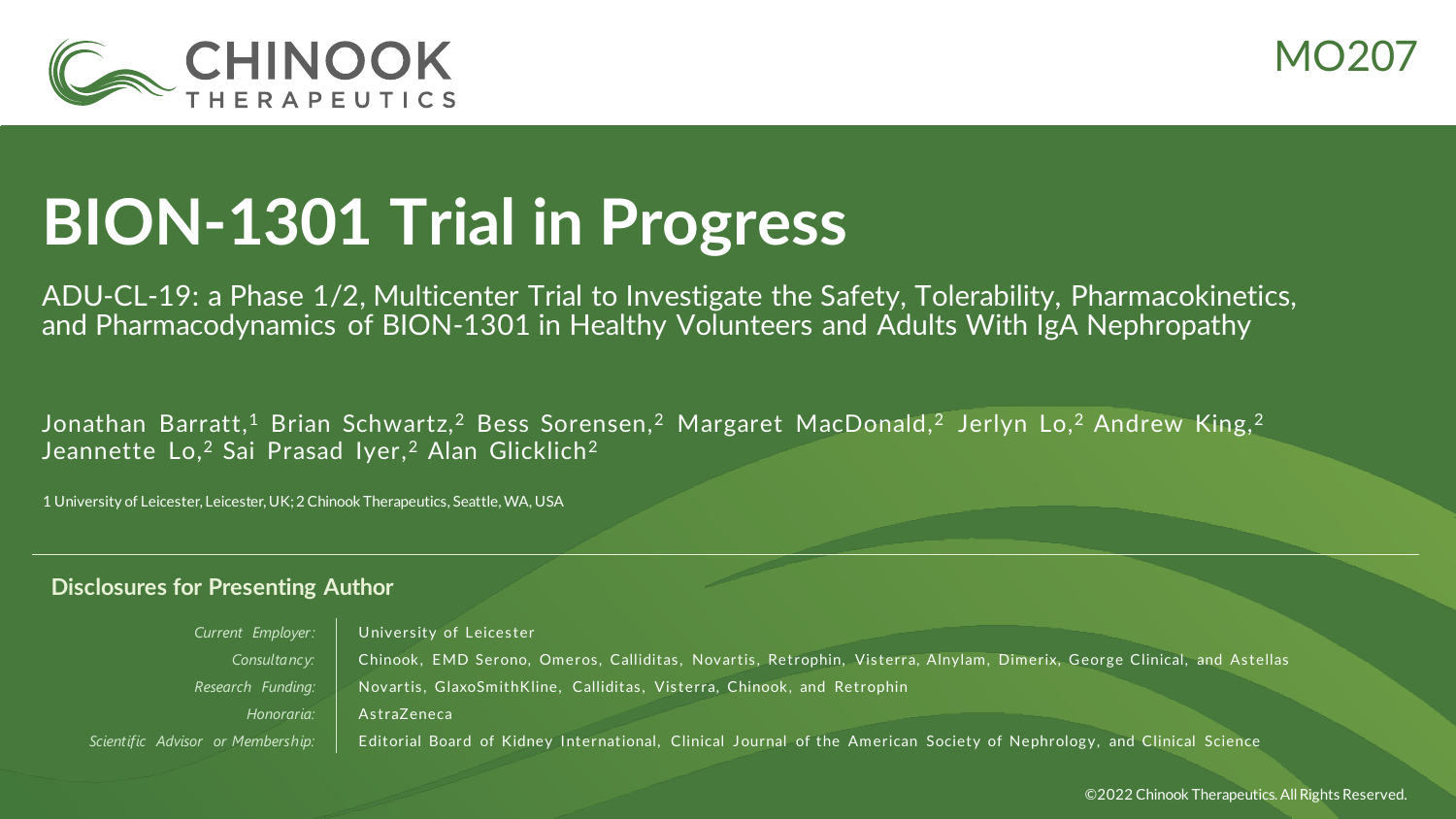CHINOOK THERAPEUTICS

MO207

# BION-1301 Trial in Progress

ADU-CL-19: a Phase 1/2, Multicenter Trial to Investigate the Safety, Tolerability, Pharmacokinetics, and Pharmacodynamics of BION-1301 in Healthy Volunteers and Adults With IgA Nephropathy

Jonathan Barratt,[1] Brian Schwartz,[2] Bess Sorensen,[2] Margaret MacDonald,[2] Jerlyn Lo,[2] Andrew King,[2] Jeannette Lo,[2] Sai Prasad Iyer,[2] Alan Glicklich[2]

1 University of Leicester, Leicester, UK; 2 Chinook Therapeutics, Seattle, WA, USA

## Disclosures for Presenting Author

| | |
|---|---|
| *Current Employer:* | University of Leicester |
| *Consultancy:* | Chinook, EMD Serono, Omeros, Calliditas, Novartis, Retrophin, Visterra, Alnylam, Dimerix, George Clinical, and Astellas |
| *Research Funding:* | Novartis, GlaxoSmithKline, Calliditas, Visterra, Chinook, and Retrophin |
| *Honoraria:* | AstraZeneca |
| *Scientific Advisor or Membership:* | Editorial Board of Kidney International, Clinical Journal of the American Society of Nephrology, and Clinical Science |

©2022 Chinook Therapeutics. All Rights Reserved.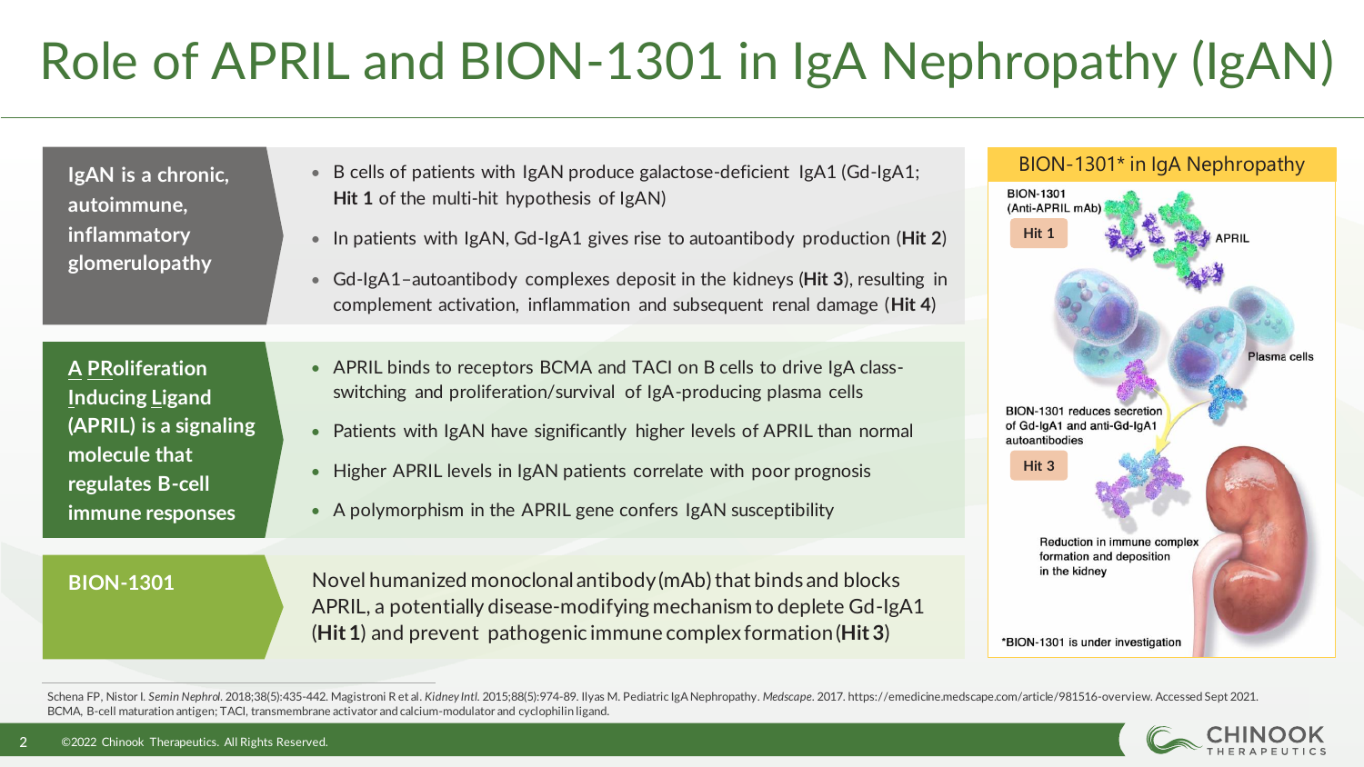# Role of APRIL and BION-1301 in IgA Nephropathy (IgAN)

**IgAN is a chronic, autoimmune, inflammatory glomerulopathy**

- B cells of patients with IgAN produce galactose-deficient IgA1 (Gd-IgA1; **Hit 1** of the multi-hit hypothesis of IgAN)
- In patients with IgAN, Gd-IgA1 gives rise to autoantibody production (**Hit 2**)
- Gd-IgA1–autoantibody complexes deposit in the kidneys (**Hit 3**), resulting in complement activation, inflammation and subsequent renal damage (**Hit 4**)

**A PRoliferation Inducing Ligand (APRIL) is a signaling molecule that regulates B-cell immune responses**

- APRIL binds to receptors BCMA and TACI on B cells to drive IgA class-switching and proliferation/survival of IgA-producing plasma cells
- Patients with IgAN have significantly higher levels of APRIL than normal
- Higher APRIL levels in IgAN patients correlate with poor prognosis
- A polymorphism in the APRIL gene confers IgAN susceptibility

**BION-1301**

Novel humanized monoclonal antibody (mAb) that binds and blocks APRIL, a potentially disease-modifying mechanism to deplete Gd-IgA1 (**Hit 1**) and prevent pathogenic immune complex formation (**Hit 3**)

**BION-1301* in IgA Nephropathy**

BION-1301 (Anti-APRIL mAb)

Hit 1

APRIL

Plasma cells

BION-1301 reduces secretion of Gd-IgA1 and anti-Gd-IgA1 autoantibodies

Hit 3

Reduction in immune complex formation and deposition in the kidney

*BION-1301 is under investigation

Schena FP, Nistor I. *Semin Nephrol.* 2018;38(5):435-442. Magistroni R et al. *Kidney Intl.* 2015;88(5):974-89. Ilyas M. Pediatric IgA Nephropathy. *Medscape.* 2017. https://emedicine.medscape.com/article/981516-overview. Accessed Sept 2021.
BCMA, B-cell maturation antigen; TACI, transmembrane activator and calcium-modulator and cyclophilin ligand.

©2022 Chinook Therapeutics. All Rights Reserved.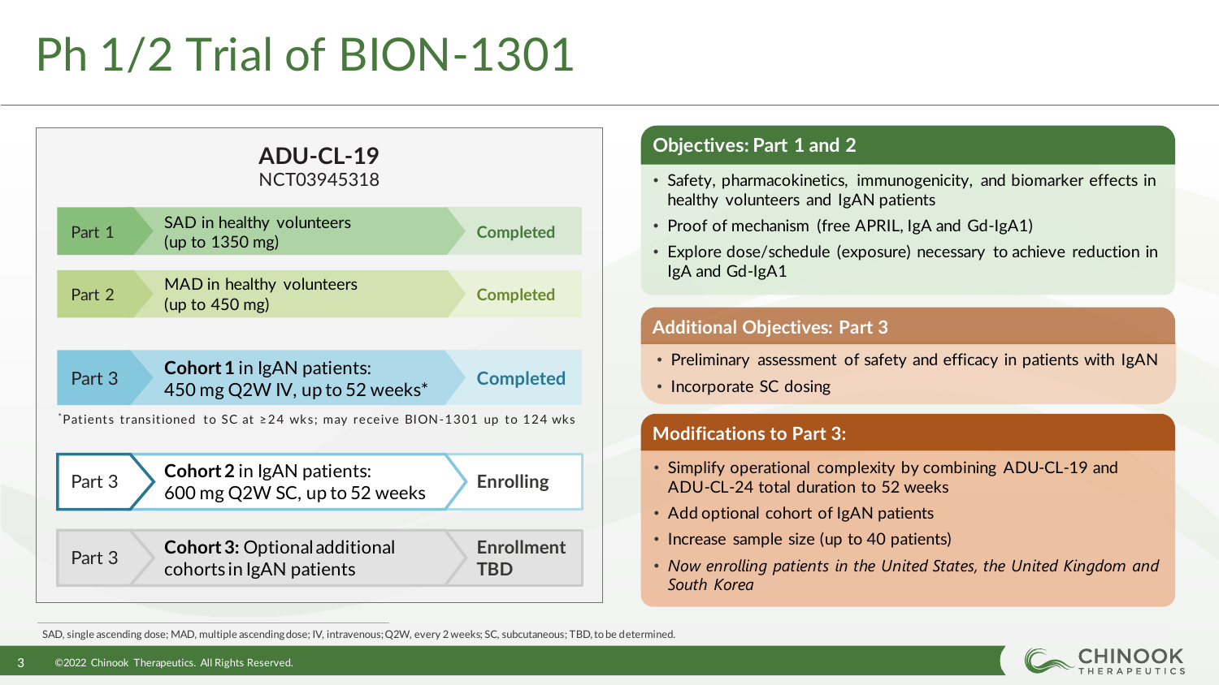# Ph 1/2 Trial of BION-1301

## ADU-CL-19

NCT03945318

| Part | Description | Status |
|---|---|---|
| Part 1 | SAD in healthy volunteers (up to 1350 mg) | Completed |
| Part 2 | MAD in healthy volunteers (up to 450 mg) | Completed |
| Part 3 | **Cohort 1** in IgAN patients: 450 mg Q2W IV, up to 52 weeks* | Completed |
| Part 3 | **Cohort 2** in IgAN patients: 600 mg Q2W SC, up to 52 weeks | Enrolling |
| Part 3 | **Cohort 3:** Optional additional cohorts in IgAN patients | Enrollment TBD |

*Patients transitioned to SC at ≥24 wks; may receive BION-1301 up to 124 wks

### Objectives: Part 1 and 2

- Safety, pharmacokinetics, immunogenicity, and biomarker effects in healthy volunteers and IgAN patients
- Proof of mechanism (free APRIL, IgA and Gd-IgA1)
- Explore dose/schedule (exposure) necessary to achieve reduction in IgA and Gd-IgA1

### Additional Objectives: Part 3

- Preliminary assessment of safety and efficacy in patients with IgAN
- Incorporate SC dosing

### Modifications to Part 3:

- Simplify operational complexity by combining ADU-CL-19 and ADU-CL-24 total duration to 52 weeks
- Add optional cohort of IgAN patients
- Increase sample size (up to 40 patients)
- *Now enrolling patients in the United States, the United Kingdom and South Korea*

SAD, single ascending dose; MAD, multiple ascending dose; IV, intravenous; Q2W, every 2 weeks; SC, subcutaneous; TBD, to be determined.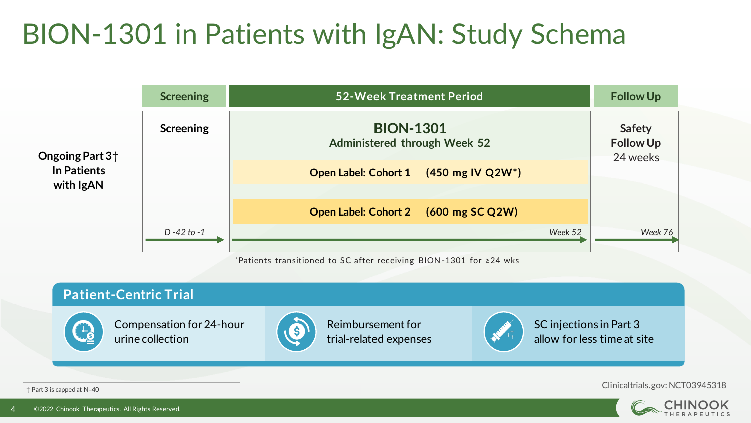# BION-1301 in Patients with IgAN: Study Schema

**Ongoing Part 3† In Patients with IgAN**

| Screening | 52-Week Treatment Period | Follow Up |
|---|---|---|
| **Screening** | **BION-1301** Administered through Week 52 | **Safety Follow Up** 24 weeks |
| | **Open Label: Cohort 1 (450 mg IV Q2W*)** | |
| | **Open Label: Cohort 2 (600 mg SC Q2W)** | |
| *D -42 to -1* | *Week 52* | *Week 76* |

*Patients transitioned to SC after receiving BION-1301 for ≥24 wks

## Patient-Centric Trial

- Compensation for 24-hour urine collection
- Reimbursement for trial-related expenses
- SC injections in Part 3 allow for less time at site

† Part 3 is capped at N=40

Clinicaltrials.gov: NCT03945318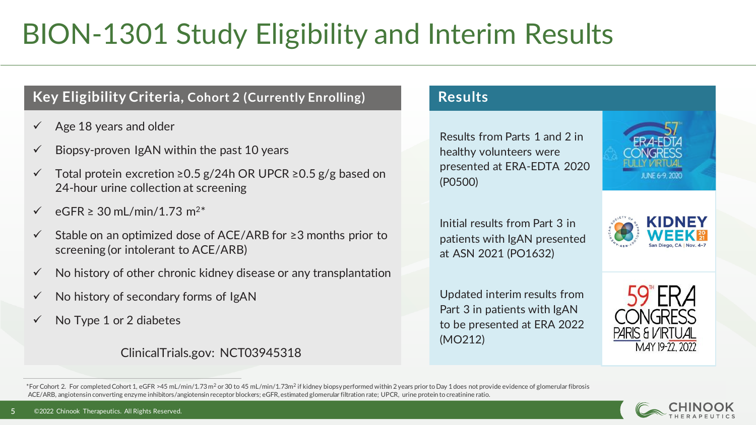# BION-1301 Study Eligibility and Interim Results

## Key Eligibility Criteria, Cohort 2 (Currently Enrolling)

- ✓ Age 18 years and older
- ✓ Biopsy-proven IgAN within the past 10 years
- ✓ Total protein excretion ≥0.5 g/24h OR UPCR ≥0.5 g/g based on 24-hour urine collection at screening
- ✓ eGFR ≥ 30 mL/min/1.73 $m^2$*
- ✓ Stable on an optimized dose of ACE/ARB for ≥3 months prior to screening (or intolerant to ACE/ARB)
- ✓ No history of other chronic kidney disease or any transplantation
- ✓ No history of secondary forms of IgAN
- ✓ No Type 1 or 2 diabetes

ClinicalTrials.gov: NCT03945318

## Results

Results from Parts 1 and 2 in healthy volunteers were presented at ERA-EDTA 2020 (P0500)

57 ERA-EDTA CONGRESS FULLY VIRTUAL JUNE 6-9, 2020

Initial results from Part 3 in patients with IgAN presented at ASN 2021 (PO1632)

KIDNEY WEEK 2021 San Diego, CA | Nov. 4–7

Updated interim results from Part 3 in patients with IgAN to be presented at ERA 2022 (MO212)

59th ERA CONGRESS PARIS & VIRTUAL MAY 19-22, 2022

*For Cohort 2. For completed Cohort 1, eGFR >45 mL/min/1.73 $m^2$ or 30 to 45 mL/min/1.73$m^2$ if kidney biopsy performed within 2 years prior to Day 1 does not provide evidence of glomerular fibrosis
ACE/ARB, angiotensin converting enzyme inhibitors/angiotensin receptor blockers; eGFR, estimated glomerular filtration rate; UPCR, urine protein to creatinine ratio.

©2022 Chinook Therapeutics. All Rights Reserved.